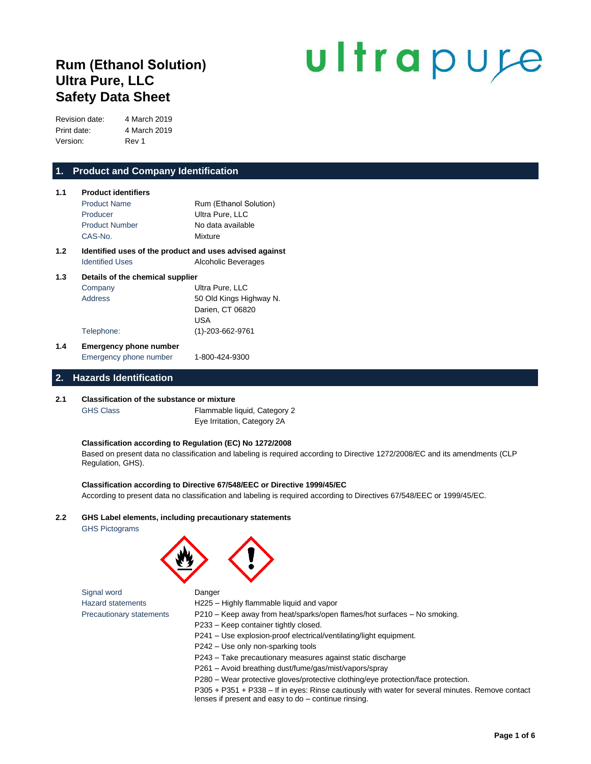# Rum (Ethanol Solution)
# Ultra Pure, LLC
# Safety Data Sheet

ultrapure

| | |
|---|---|
| Revision date: | 4 March 2019 |
| Print date: | 4 March 2019 |
| Version: | Rev 1 |

## 1. Product and Company Identification

**1.1 Product identifiers**

| | |
|---|---|
| Product Name | Rum (Ethanol Solution) |
| Producer | Ultra Pure, LLC |
| Product Number | No data available |
| CAS-No. | Mixture |

**1.2 Identified uses of the product and uses advised against**

| | |
|---|---|
| Identified Uses | Alcoholic Beverages |

**1.3 Details of the chemical supplier**

| | |
|---|---|
| Company | Ultra Pure, LLC |
| Address | 50 Old Kings Highway N.<br>Darien, CT 06820<br>USA |
| Telephone: | (1)-203-662-9761 |

**1.4 Emergency phone number**

| | |
|---|---|
| Emergency phone number | 1-800-424-9300 |

## 2. Hazards Identification

**2.1 Classification of the substance or mixture**

| | |
|---|---|
| GHS Class | Flammable liquid, Category 2<br>Eye Irritation, Category 2A |

**Classification according to Regulation (EC) No 1272/2008**

Based on present data no classification and labeling is required according to Directive 1272/2008/EC and its amendments (CLP Regulation, GHS).

**Classification according to Directive 67/548/EEC or Directive 1999/45/EC**

According to present data no classification and labeling is required according to Directives 67/548/EEC or 1999/45/EC.

**2.2 GHS Label elements, including precautionary statements**

GHS Pictograms

| | |
|---|---|
| Signal word | Danger |
| Hazard statements | H225 – Highly flammable liquid and vapor |
| Precautionary statements | P210 – Keep away from heat/sparks/open flames/hot surfaces – No smoking.<br>P233 – Keep container tightly closed.<br>P241 – Use explosion-proof electrical/ventilating/light equipment.<br>P242 – Use only non-sparking tools<br>P243 – Take precautionary measures against static discharge<br>P261 – Avoid breathing dust/fume/gas/mist/vapors/spray<br>P280 – Wear protective gloves/protective clothing/eye protection/face protection.<br>P305 + P351 + P338 – If in eyes: Rinse cautiously with water for several minutes. Remove contact lenses if present and easy to do – continue rinsing. |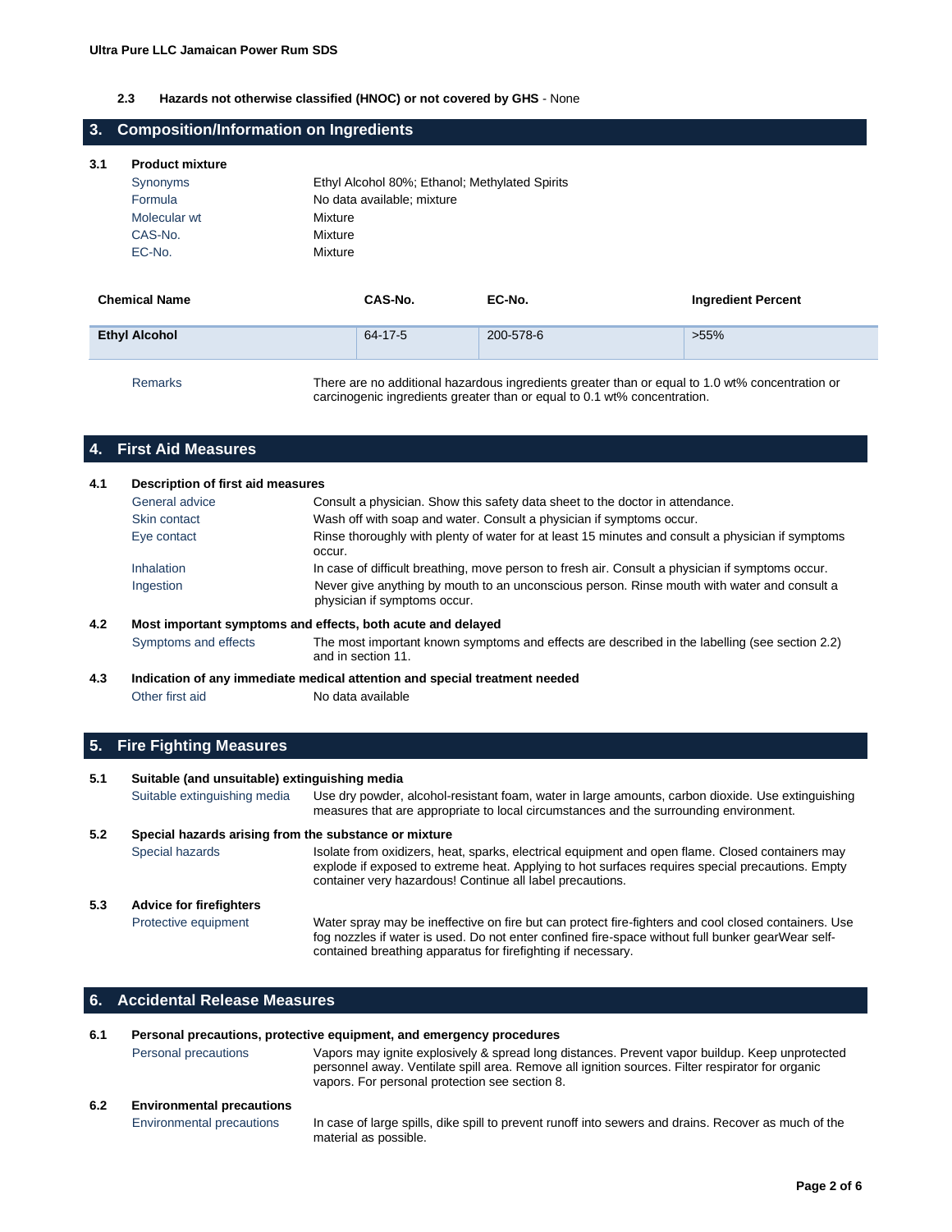**2.3 Hazards not otherwise classified (HNOC) or not covered by GHS** - None

## 3. Composition/Information on Ingredients

**3.1 Product mixture**

| | |
|---|---|
| Synonyms | Ethyl Alcohol 80%; Ethanol; Methylated Spirits |
| Formula | No data available; mixture |
| Molecular wt | Mixture |
| CAS-No. | Mixture |
| EC-No. | Mixture |

| Chemical Name | CAS-No. | EC-No. | Ingredient Percent |
|---|---|---|---|
| **Ethyl Alcohol** | 64-17-5 | 200-578-6 | >55% |

| | |
|---|---|
| Remarks | There are no additional hazardous ingredients greater than or equal to 1.0 wt% concentration or carcinogenic ingredients greater than or equal to 0.1 wt% concentration. |

## 4. First Aid Measures

**4.1 Description of first aid measures**

| | |
|---|---|
| General advice | Consult a physician. Show this safety data sheet to the doctor in attendance. |
| Skin contact | Wash off with soap and water. Consult a physician if symptoms occur. |
| Eye contact | Rinse thoroughly with plenty of water for at least 15 minutes and consult a physician if symptoms occur. |
| Inhalation | In case of difficult breathing, move person to fresh air. Consult a physician if symptoms occur. |
| Ingestion | Never give anything by mouth to an unconscious person. Rinse mouth with water and consult a physician if symptoms occur. |

**4.2 Most important symptoms and effects, both acute and delayed**

| | |
|---|---|
| Symptoms and effects | The most important known symptoms and effects are described in the labelling (see section 2.2) and in section 11. |

**4.3 Indication of any immediate medical attention and special treatment needed**

| | |
|---|---|
| Other first aid | No data available |

## 5. Fire Fighting Measures

**5.1 Suitable (and unsuitable) extinguishing media**

| | |
|---|---|
| Suitable extinguishing media | Use dry powder, alcohol-resistant foam, water in large amounts, carbon dioxide. Use extinguishing measures that are appropriate to local circumstances and the surrounding environment. |

**5.2 Special hazards arising from the substance or mixture**

| | |
|---|---|
| Special hazards | Isolate from oxidizers, heat, sparks, electrical equipment and open flame. Closed containers may explode if exposed to extreme heat. Applying to hot surfaces requires special precautions. Empty container very hazardous! Continue all label precautions. |

**5.3 Advice for firefighters**

| | |
|---|---|
| Protective equipment | Water spray may be ineffective on fire but can protect fire-fighters and cool closed containers. Use fog nozzles if water is used. Do not enter confined fire-space without full bunker gearWear self-contained breathing apparatus for firefighting if necessary. |

## 6. Accidental Release Measures

**6.1 Personal precautions, protective equipment, and emergency procedures**

| | |
|---|---|
| Personal precautions | Vapors may ignite explosively & spread long distances. Prevent vapor buildup. Keep unprotected personnel away. Ventilate spill area. Remove all ignition sources. Filter respirator for organic vapors. For personal protection see section 8. |

**6.2 Environmental precautions**

| | |
|---|---|
| Environmental precautions | In case of large spills, dike spill to prevent runoff into sewers and drains. Recover as much of the material as possible. |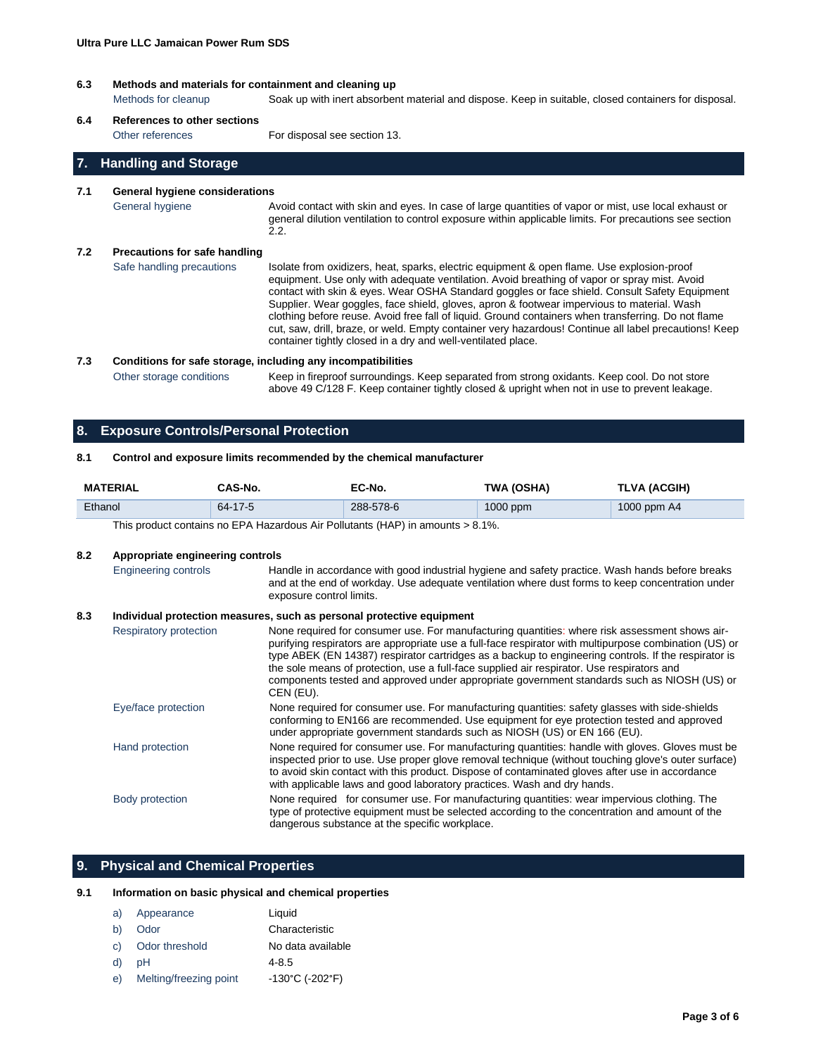**6.3 Methods and materials for containment and cleaning up**

| | |
|---|---|
| Methods for cleanup | Soak up with inert absorbent material and dispose. Keep in suitable, closed containers for disposal. |

**6.4 References to other sections**

| | |
|---|---|
| Other references | For disposal see section 13. |

## 7. Handling and Storage

**7.1 General hygiene considerations**

| | |
|---|---|
| General hygiene | Avoid contact with skin and eyes. In case of large quantities of vapor or mist, use local exhaust or general dilution ventilation to control exposure within applicable limits. For precautions see section 2.2. |

**7.2 Precautions for safe handling**

| | |
|---|---|
| Safe handling precautions | Isolate from oxidizers, heat, sparks, electric equipment & open flame. Use explosion-proof equipment. Use only with adequate ventilation. Avoid breathing of vapor or spray mist. Avoid contact with skin & eyes. Wear OSHA Standard goggles or face shield. Consult Safety Equipment Supplier. Wear goggles, face shield, gloves, apron & footwear impervious to material. Wash clothing before reuse. Avoid free fall of liquid. Ground containers when transferring. Do not flame cut, saw, drill, braze, or weld. Empty container very hazardous! Continue all label precautions! Keep container tightly closed in a dry and well-ventilated place. |

**7.3 Conditions for safe storage, including any incompatibilities**

| | |
|---|---|
| Other storage conditions | Keep in fireproof surroundings. Keep separated from strong oxidants. Keep cool. Do not store above 49 C/128 F. Keep container tightly closed & upright when not in use to prevent leakage. |

## 8. Exposure Controls/Personal Protection

**8.1 Control and exposure limits recommended by the chemical manufacturer**

| MATERIAL | CAS-No. | EC-No. | TWA (OSHA) | TLVA (ACGIH) |
|---|---|---|---|---|
| Ethanol | 64-17-5 | 288-578-6 | 1000 ppm | 1000 ppm A4 |

This product contains no EPA Hazardous Air Pollutants (HAP) in amounts > 8.1%.

**8.2 Appropriate engineering controls**

| | |
|---|---|
| Engineering controls | Handle in accordance with good industrial hygiene and safety practice. Wash hands before breaks and at the end of workday. Use adequate ventilation where dust forms to keep concentration under exposure control limits. |

**8.3 Individual protection measures, such as personal protective equipment**

| | |
|---|---|
| Respiratory protection | None required for consumer use. For manufacturing quantities: where risk assessment shows air-purifying respirators are appropriate use a full-face respirator with multipurpose combination (US) or type ABEK (EN 14387) respirator cartridges as a backup to engineering controls. If the respirator is the sole means of protection, use a full-face supplied air respirator. Use respirators and components tested and approved under appropriate government standards such as NIOSH (US) or CEN (EU). |
| Eye/face protection | None required for consumer use. For manufacturing quantities: safety glasses with side-shields conforming to EN166 are recommended. Use equipment for eye protection tested and approved under appropriate government standards such as NIOSH (US) or EN 166 (EU). |
| Hand protection | None required for consumer use. For manufacturing quantities: handle with gloves. Gloves must be inspected prior to use. Use proper glove removal technique (without touching glove's outer surface) to avoid skin contact with this product. Dispose of contaminated gloves after use in accordance with applicable laws and good laboratory practices. Wash and dry hands. |
| Body protection | None required for consumer use. For manufacturing quantities: wear impervious clothing. The type of protective equipment must be selected according to the concentration and amount of the dangerous substance at the specific workplace. |

## 9. Physical and Chemical Properties

**9.1 Information on basic physical and chemical properties**

| | | |
|---|---|---|
| a) | Appearance | Liquid |
| b) | Odor | Characteristic |
| c) | Odor threshold | No data available |
| d) | pH | 4-8.5 |
| e) | Melting/freezing point | -130°C (-202°F) |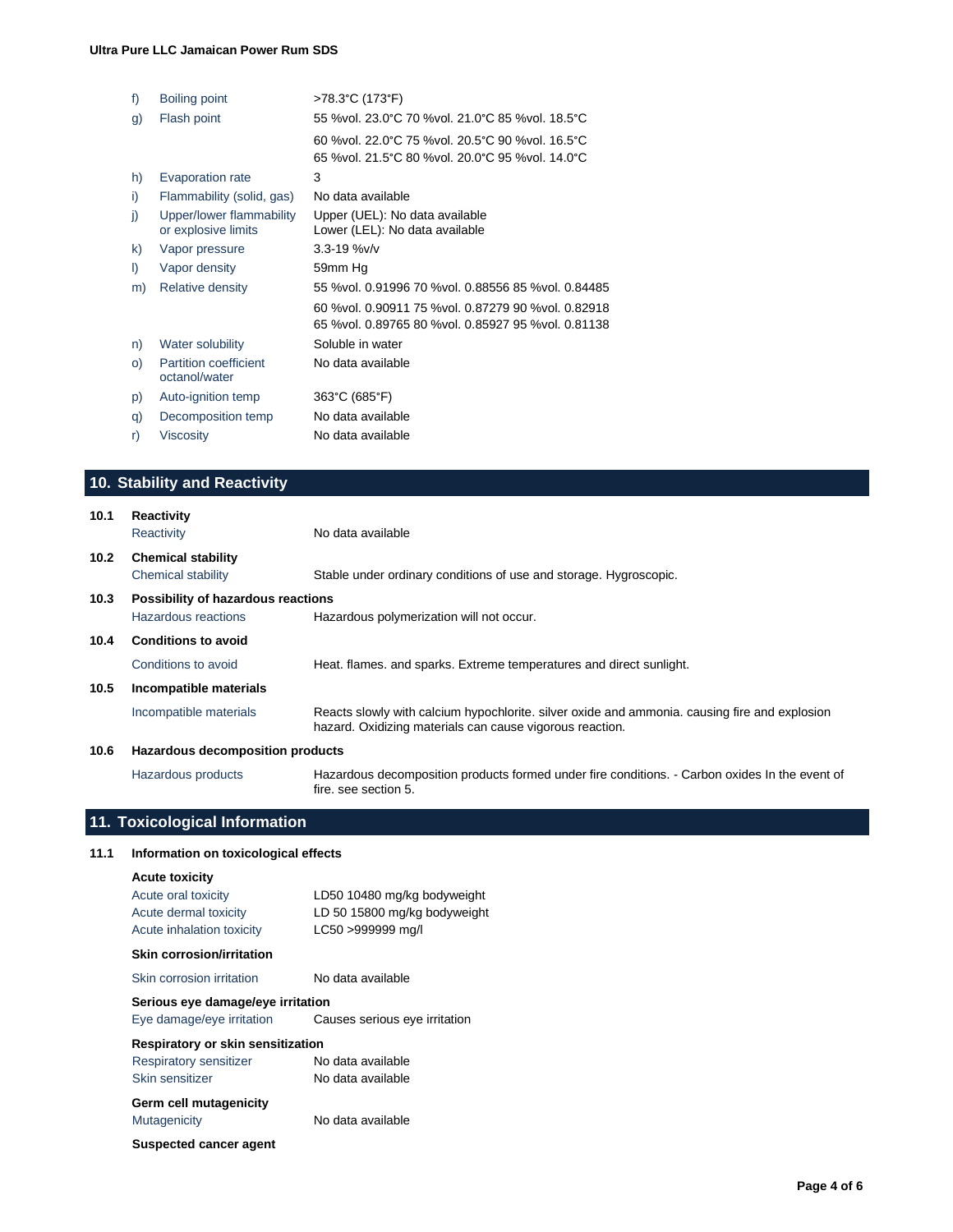| | | |
|---|---|---|
| f) | Boiling point | >78.3°C (173°F) |
| g) | Flash point | 55 %vol. 23.0°C 70 %vol. 21.0°C 85 %vol. 18.5°C<br>60 %vol. 22.0°C 75 %vol. 20.5°C 90 %vol. 16.5°C<br>65 %vol. 21.5°C 80 %vol. 20.0°C 95 %vol. 14.0°C |
| h) | Evaporation rate | 3 |
| i) | Flammability (solid, gas) | No data available |
| j) | Upper/lower flammability or explosive limits | Upper (UEL): No data available<br>Lower (LEL): No data available |
| k) | Vapor pressure | 3.3-19 %v/v |
| l) | Vapor density | 59mm Hg |
| m) | Relative density | 55 %vol. 0.91996 70 %vol. 0.88556 85 %vol. 0.84485<br>60 %vol. 0.90911 75 %vol. 0.87279 90 %vol. 0.82918<br>65 %vol. 0.89765 80 %vol. 0.85927 95 %vol. 0.81138 |
| n) | Water solubility | Soluble in water |
| o) | Partition coefficient octanol/water | No data available |
| p) | Auto-ignition temp | 363°C (685°F) |
| q) | Decomposition temp | No data available |
| r) | Viscosity | No data available |

## 10. Stability and Reactivity

**10.1 Reactivity**

Reactivity: No data available

**10.2 Chemical stability**

Chemical stability: Stable under ordinary conditions of use and storage. Hygroscopic.

**10.3 Possibility of hazardous reactions**

Hazardous reactions: Hazardous polymerization will not occur.

**10.4 Conditions to avoid**

Conditions to avoid: Heat. flames. and sparks. Extreme temperatures and direct sunlight.

**10.5 Incompatible materials**

Incompatible materials: Reacts slowly with calcium hypochlorite. silver oxide and ammonia. causing fire and explosion hazard. Oxidizing materials can cause vigorous reaction.

**10.6 Hazardous decomposition products**

Hazardous products: Hazardous decomposition products formed under fire conditions. - Carbon oxides In the event of fire. see section 5.

## 11. Toxicological Information

**11.1 Information on toxicological effects**

**Acute toxicity**

Acute oral toxicity: LD50 10480 mg/kg bodyweight
Acute dermal toxicity: LD 50 15800 mg/kg bodyweight
Acute inhalation toxicity: LC50 >999999 mg/l

**Skin corrosion/irritation**

Skin corrosion irritation: No data available

**Serious eye damage/eye irritation**

Eye damage/eye irritation: Causes serious eye irritation

**Respiratory or skin sensitization**

Respiratory sensitizer: No data available
Skin sensitizer: No data available

**Germ cell mutagenicity**

Mutagenicity: No data available

**Suspected cancer agent**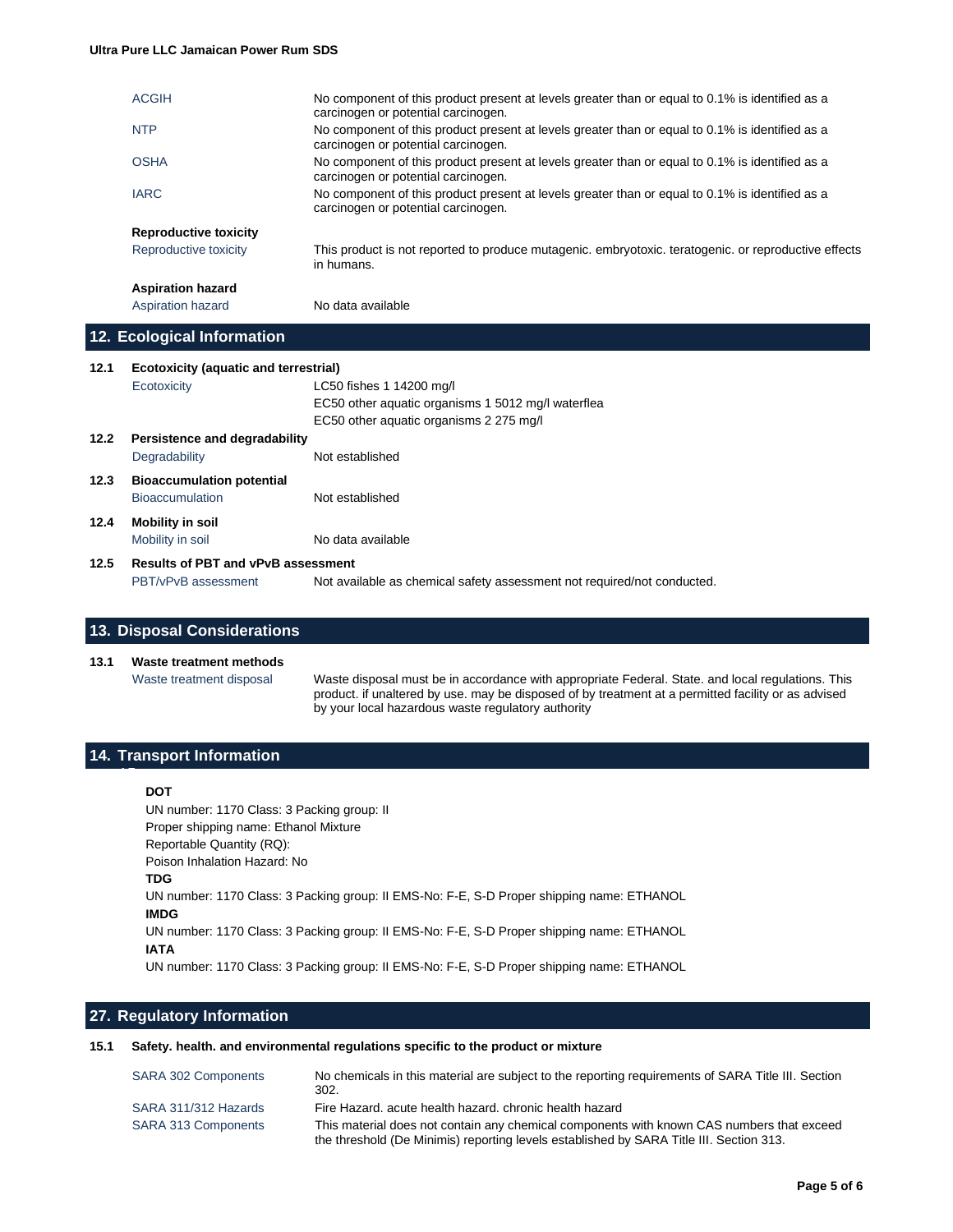| | |
|---|---|
| ACGIH | No component of this product present at levels greater than or equal to 0.1% is identified as a carcinogen or potential carcinogen. |
| NTP | No component of this product present at levels greater than or equal to 0.1% is identified as a carcinogen or potential carcinogen. |
| OSHA | No component of this product present at levels greater than or equal to 0.1% is identified as a carcinogen or potential carcinogen. |
| IARC | No component of this product present at levels greater than or equal to 0.1% is identified as a carcinogen or potential carcinogen. |

**Reproductive toxicity**

| | |
|---|---|
| Reproductive toxicity | This product is not reported to produce mutagenic. embryotoxic. teratogenic. or reproductive effects in humans. |

**Aspiration hazard**

| | |
|---|---|
| Aspiration hazard | No data available |

## 12. Ecological Information

**12.1 Ecotoxicity (aquatic and terrestrial)**

| | |
|---|---|
| Ecotoxicity | LC50 fishes 1 14200 mg/l<br>EC50 other aquatic organisms 1 5012 mg/l waterflea<br>EC50 other aquatic organisms 2 275 mg/l |

**12.2 Persistence and degradability**

| | |
|---|---|
| Degradability | Not established |

**12.3 Bioaccumulation potential**

| | |
|---|---|
| Bioaccumulation | Not established |

**12.4 Mobility in soil**

| | |
|---|---|
| Mobility in soil | No data available |

**12.5 Results of PBT and vPvB assessment**

| | |
|---|---|
| PBT/vPvB assessment | Not available as chemical safety assessment not required/not conducted. |

## 13. Disposal Considerations

**13.1 Waste treatment methods**

| | |
|---|---|
| Waste treatment disposal | Waste disposal must be in accordance with appropriate Federal. State. and local regulations. This product. if unaltered by use. may be disposed of by treatment at a permitted facility or as advised by your local hazardous waste regulatory authority |

## 14. Transport Information

**DOT**

UN number: 1170 Class: 3 Packing group: II
Proper shipping name: Ethanol Mixture
Reportable Quantity (RQ):
Poison Inhalation Hazard: No

**TDG**

UN number: 1170 Class: 3 Packing group: II EMS-No: F-E, S-D Proper shipping name: ETHANOL

**IMDG**

UN number: 1170 Class: 3 Packing group: II EMS-No: F-E, S-D Proper shipping name: ETHANOL

**IATA**

UN number: 1170 Class: 3 Packing group: II EMS-No: F-E, S-D Proper shipping name: ETHANOL

## 27. Regulatory Information

**15.1 Safety. health. and environmental regulations specific to the product or mixture**

| | |
|---|---|
| SARA 302 Components | No chemicals in this material are subject to the reporting requirements of SARA Title III. Section 302. |
| SARA 311/312 Hazards | Fire Hazard. acute health hazard. chronic health hazard |
| SARA 313 Components | This material does not contain any chemical components with known CAS numbers that exceed the threshold (De Minimis) reporting levels established by SARA Title III. Section 313. |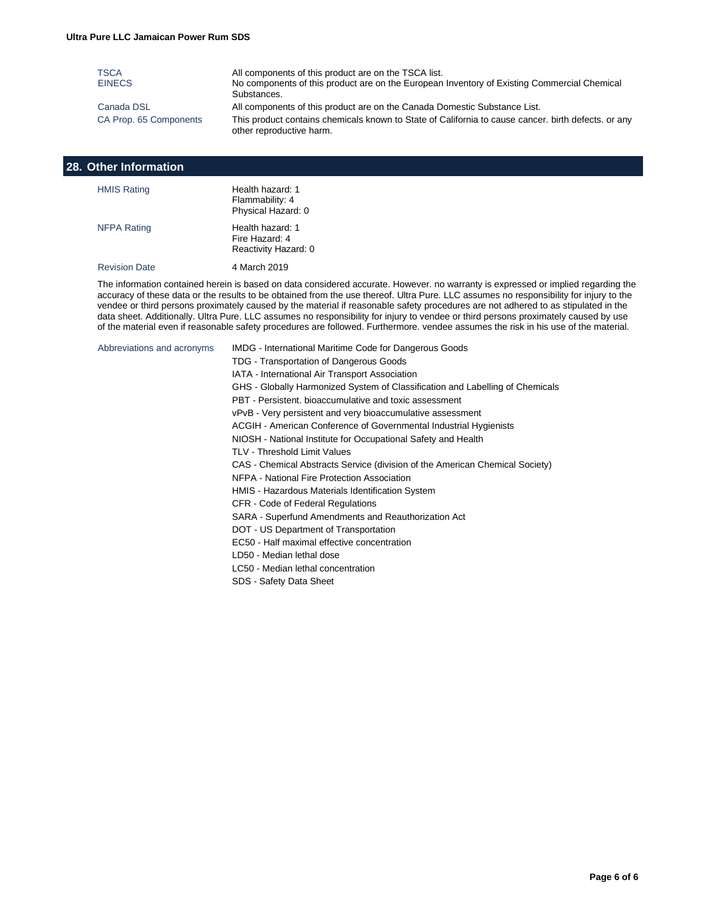| | |
|---|---|
| TSCA | All components of this product are on the TSCA list. |
| EINECS | No components of this product are on the European Inventory of Existing Commercial Chemical Substances. |
| Canada DSL | All components of this product are on the Canada Domestic Substance List. |
| CA Prop. 65 Components | This product contains chemicals known to State of California to cause cancer. birth defects. or any other reproductive harm. |

## 28. Other Information

| | |
|---|---|
| HMIS Rating | Health hazard: 1<br>Flammability: 4<br>Physical Hazard: 0 |
| NFPA Rating | Health hazard: 1<br>Fire Hazard: 4<br>Reactivity Hazard: 0 |
| Revision Date | 4 March 2019 |

The information contained herein is based on data considered accurate. However. no warranty is expressed or implied regarding the accuracy of these data or the results to be obtained from the use thereof. Ultra Pure. LLC assumes no responsibility for injury to the vendee or third persons proximately caused by the material if reasonable safety procedures are not adhered to as stipulated in the data sheet. Additionally. Ultra Pure. LLC assumes no responsibility for injury to vendee or third persons proximately caused by use of the material even if reasonable safety procedures are followed. Furthermore. vendee assumes the risk in his use of the material.

Abbreviations and acronyms

- IMDG - International Maritime Code for Dangerous Goods
- TDG - Transportation of Dangerous Goods
- IATA - International Air Transport Association
- GHS - Globally Harmonized System of Classification and Labelling of Chemicals
- PBT - Persistent. bioaccumulative and toxic assessment
- vPvB - Very persistent and very bioaccumulative assessment
- ACGIH - American Conference of Governmental Industrial Hygienists
- NIOSH - National Institute for Occupational Safety and Health
- TLV - Threshold Limit Values
- CAS - Chemical Abstracts Service (division of the American Chemical Society)
- NFPA - National Fire Protection Association
- HMIS - Hazardous Materials Identification System
- CFR - Code of Federal Regulations
- SARA - Superfund Amendments and Reauthorization Act
- DOT - US Department of Transportation
- EC50 - Half maximal effective concentration
- LD50 - Median lethal dose
- LC50 - Median lethal concentration
- SDS - Safety Data Sheet